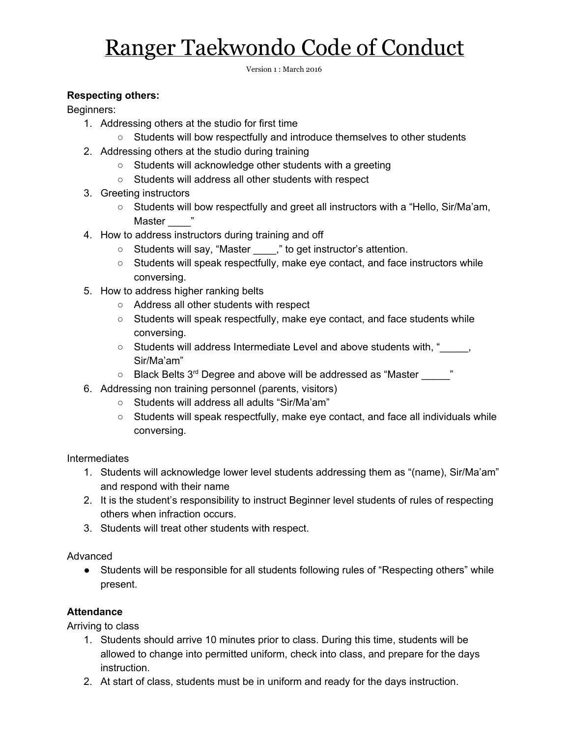# Ranger Taekwondo Code of Conduct

Version 1 : March 2016

**Respecting others:**

Beginners:

1. Addressing others at the studio for first time
    - Students will bow respectfully and introduce themselves to other students
2. Addressing others at the studio during training
    - Students will acknowledge other students with a greeting
    - Students will address all other students with respect
3. Greeting instructors
    - Students will bow respectfully and greet all instructors with a "Hello, Sir/Ma'am, Master ____"
4. How to address instructors during training and off
    - Students will say, "Master ____," to get instructor's attention.
    - Students will speak respectfully, make eye contact, and face instructors while conversing.
5. How to address higher ranking belts
    - Address all other students with respect
    - Students will speak respectfully, make eye contact, and face students while conversing.
    - Students will address Intermediate Level and above students with, "_____, Sir/Ma'am"
    - Black Belts 3rd Degree and above will be addressed as "Master _____"
6. Addressing non training personnel (parents, visitors)
    - Students will address all adults "Sir/Ma'am"
    - Students will speak respectfully, make eye contact, and face all individuals while conversing.

Intermediates

1. Students will acknowledge lower level students addressing them as "(name), Sir/Ma'am" and respond with their name
2. It is the student's responsibility to instruct Beginner level students of rules of respecting others when infraction occurs.
3. Students will treat other students with respect.

Advanced

- Students will be responsible for all students following rules of "Respecting others" while present.

**Attendance**

Arriving to class

1. Students should arrive 10 minutes prior to class. During this time, students will be allowed to change into permitted uniform, check into class, and prepare for the days instruction.
2. At start of class, students must be in uniform and ready for the days instruction.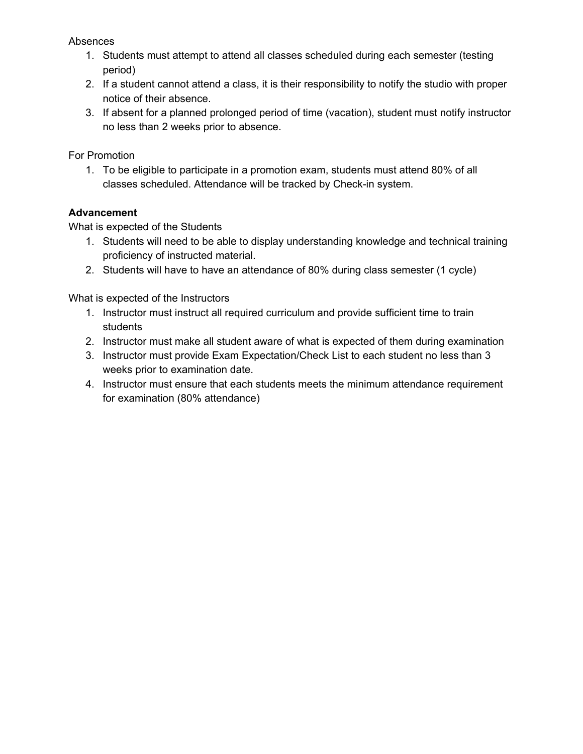Absences

1. Students must attempt to attend all classes scheduled during each semester (testing period)
2. If a student cannot attend a class, it is their responsibility to notify the studio with proper notice of their absence.
3. If absent for a planned prolonged period of time (vacation), student must notify instructor no less than 2 weeks prior to absence.

For Promotion

1. To be eligible to participate in a promotion exam, students must attend 80% of all classes scheduled. Attendance will be tracked by Check-in system.

**Advancement**

What is expected of the Students

1. Students will need to be able to display understanding knowledge and technical training proficiency of instructed material.
2. Students will have to have an attendance of 80% during class semester (1 cycle)

What is expected of the Instructors

1. Instructor must instruct all required curriculum and provide sufficient time to train students
2. Instructor must make all student aware of what is expected of them during examination
3. Instructor must provide Exam Expectation/Check List to each student no less than 3 weeks prior to examination date.
4. Instructor must ensure that each students meets the minimum attendance requirement for examination (80% attendance)